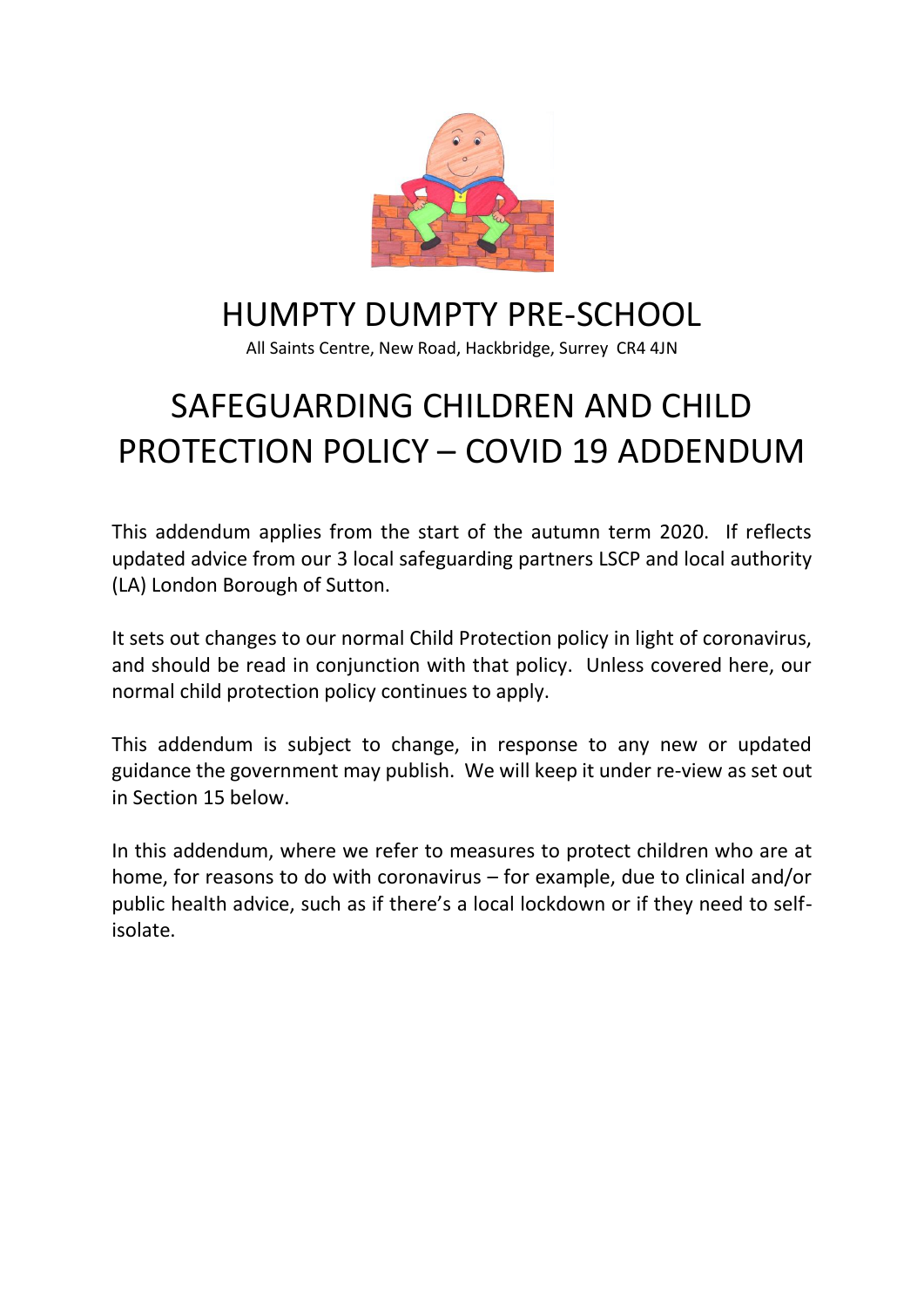# HUMPTY DUMPTY PRE-SCHOOL

All Saints Centre, New Road, Hackbridge, Surrey CR4 4JN

# SAFEGUARDING CHILDREN AND CHILD PROTECTION POLICY – COVID 19 ADDENDUM

This addendum applies from the start of the autumn term 2020. If reflects updated advice from our 3 local safeguarding partners LSCP and local authority (LA) London Borough of Sutton.

It sets out changes to our normal Child Protection policy in light of coronavirus, and should be read in conjunction with that policy. Unless covered here, our normal child protection policy continues to apply.

This addendum is subject to change, in response to any new or updated guidance the government may publish. We will keep it under re-view as set out in Section 15 below.

In this addendum, where we refer to measures to protect children who are at home, for reasons to do with coronavirus – for example, due to clinical and/or public health advice, such as if there's a local lockdown or if they need to self-isolate.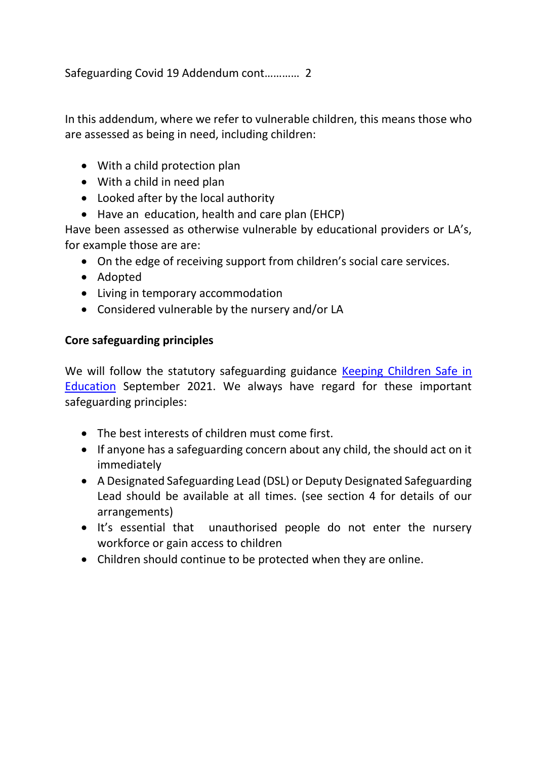Safeguarding Covid 19 Addendum cont………… 2

In this addendum, where we refer to vulnerable children, this means those who are assessed as being in need, including children:

- With a child protection plan
- With a child in need plan
- Looked after by the local authority
- Have an education, health and care plan (EHCP)

Have been assessed as otherwise vulnerable by educational providers or LA's, for example those are are:

- On the edge of receiving support from children's social care services.
- Adopted
- Living in temporary accommodation
- Considered vulnerable by the nursery and/or LA

**Core safeguarding principles**

We will follow the statutory safeguarding guidance [Keeping Children Safe in Education] September 2021. We always have regard for these important safeguarding principles:

- The best interests of children must come first.
- If anyone has a safeguarding concern about any child, the should act on it immediately
- A Designated Safeguarding Lead (DSL) or Deputy Designated Safeguarding Lead should be available at all times. (see section 4 for details of our arrangements)
- It's essential that unauthorised people do not enter the nursery workforce or gain access to children
- Children should continue to be protected when they are online.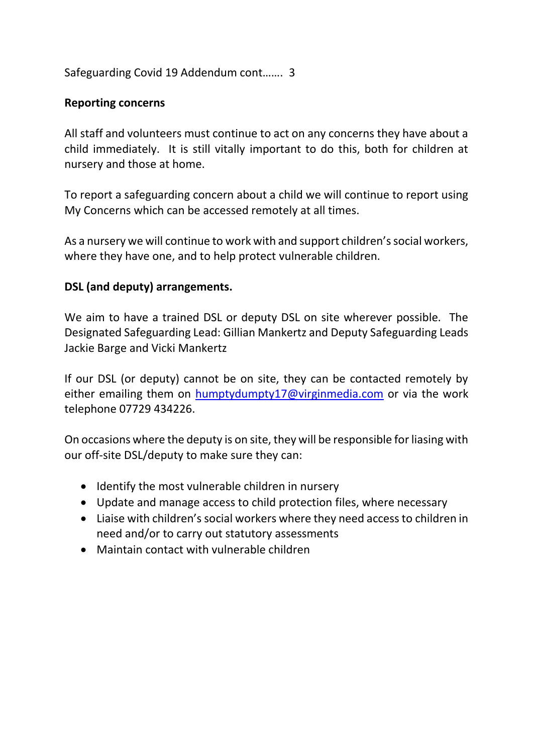Safeguarding Covid 19 Addendum cont……. 3

**Reporting concerns**

All staff and volunteers must continue to act on any concerns they have about a child immediately. It is still vitally important to do this, both for children at nursery and those at home.

To report a safeguarding concern about a child we will continue to report using My Concerns which can be accessed remotely at all times.

As a nursery we will continue to work with and support children's social workers, where they have one, and to help protect vulnerable children.

**DSL (and deputy) arrangements.**

We aim to have a trained DSL or deputy DSL on site wherever possible. The Designated Safeguarding Lead: Gillian Mankertz and Deputy Safeguarding Leads Jackie Barge and Vicki Mankertz

If our DSL (or deputy) cannot be on site, they can be contacted remotely by either emailing them on humptydumpty17@virginmedia.com or via the work telephone 07729 434226.

On occasions where the deputy is on site, they will be responsible for liasing with our off-site DSL/deputy to make sure they can:

- Identify the most vulnerable children in nursery
- Update and manage access to child protection files, where necessary
- Liaise with children's social workers where they need access to children in need and/or to carry out statutory assessments
- Maintain contact with vulnerable children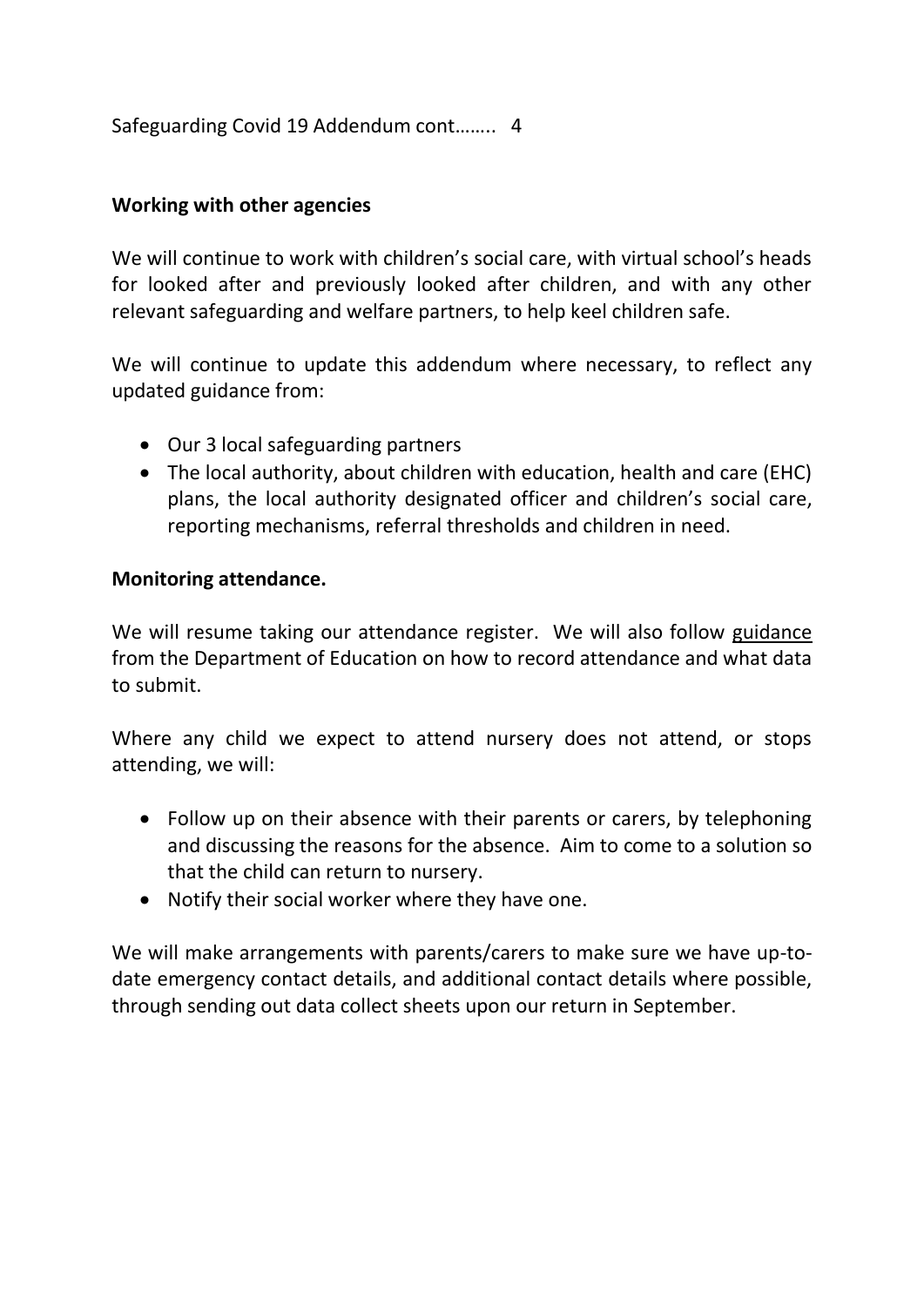Safeguarding Covid 19 Addendum cont…….. 4

**Working with other agencies**

We will continue to work with children's social care, with virtual school's heads for looked after and previously looked after children, and with any other relevant safeguarding and welfare partners, to help keel children safe.

We will continue to update this addendum where necessary, to reflect any updated guidance from:

- Our 3 local safeguarding partners
- The local authority, about children with education, health and care (EHC) plans, the local authority designated officer and children's social care, reporting mechanisms, referral thresholds and children in need.

**Monitoring attendance.**

We will resume taking our attendance register. We will also follow guidance from the Department of Education on how to record attendance and what data to submit.

Where any child we expect to attend nursery does not attend, or stops attending, we will:

- Follow up on their absence with their parents or carers, by telephoning and discussing the reasons for the absence. Aim to come to a solution so that the child can return to nursery.
- Notify their social worker where they have one.

We will make arrangements with parents/carers to make sure we have up-to-date emergency contact details, and additional contact details where possible, through sending out data collect sheets upon our return in September.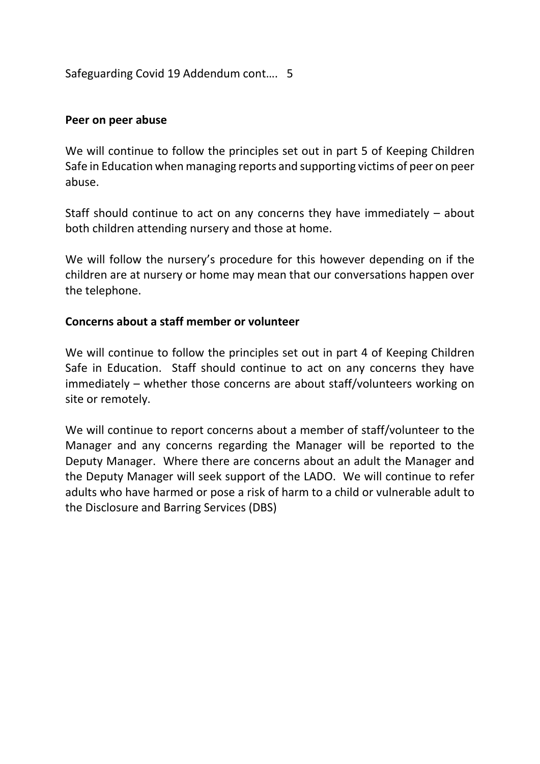**Peer on peer abuse**

We will continue to follow the principles set out in part 5 of Keeping Children Safe in Education when managing reports and supporting victims of peer on peer abuse.

Staff should continue to act on any concerns they have immediately – about both children attending nursery and those at home.

We will follow the nursery's procedure for this however depending on if the children are at nursery or home may mean that our conversations happen over the telephone.

**Concerns about a staff member or volunteer**

We will continue to follow the principles set out in part 4 of Keeping Children Safe in Education. Staff should continue to act on any concerns they have immediately – whether those concerns are about staff/volunteers working on site or remotely.

We will continue to report concerns about a member of staff/volunteer to the Manager and any concerns regarding the Manager will be reported to the Deputy Manager. Where there are concerns about an adult the Manager and the Deputy Manager will seek support of the LADO. We will continue to refer adults who have harmed or pose a risk of harm to a child or vulnerable adult to the Disclosure and Barring Services (DBS)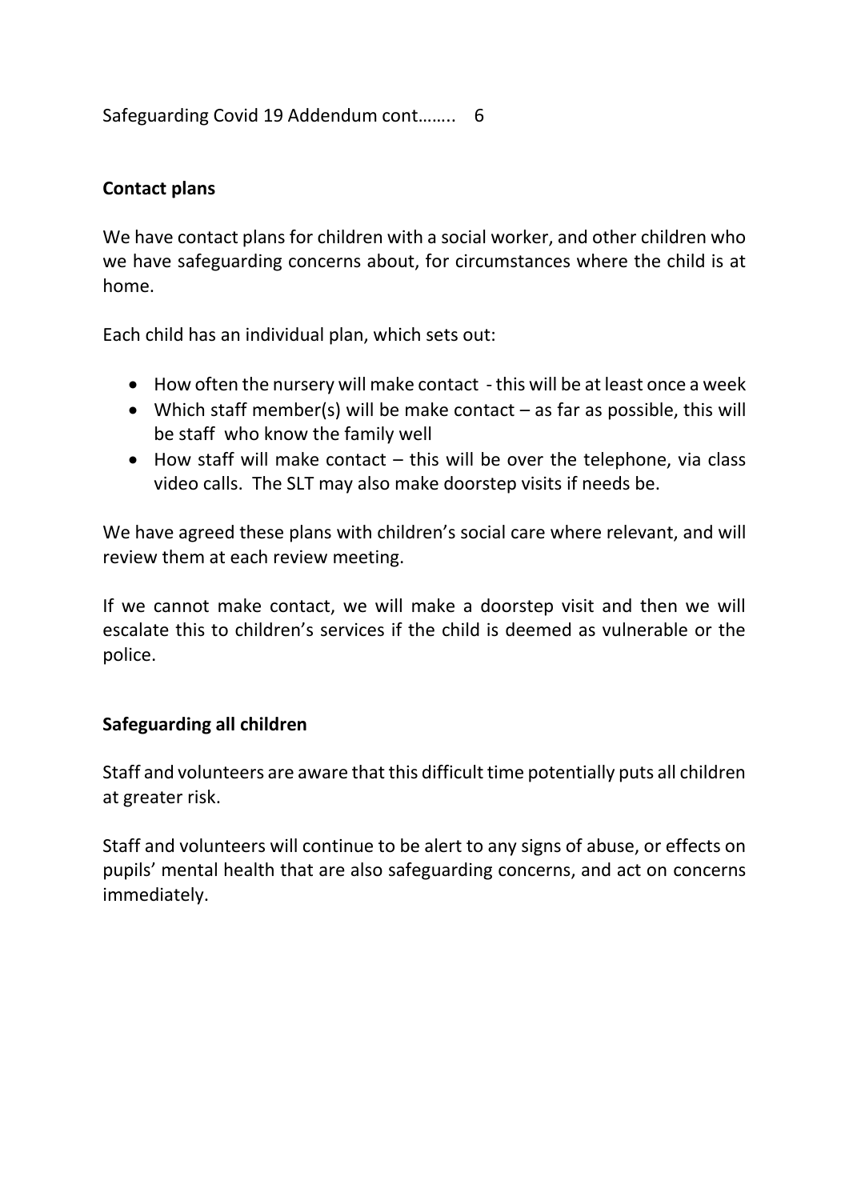## Contact plans

We have contact plans for children with a social worker, and other children who we have safeguarding concerns about, for circumstances where the child is at home.

Each child has an individual plan, which sets out:

- How often the nursery will make contact - this will be at least once a week
- Which staff member(s) will be make contact – as far as possible, this will be staff who know the family well
- How staff will make contact – this will be over the telephone, via class video calls. The SLT may also make doorstep visits if needs be.

We have agreed these plans with children's social care where relevant, and will review them at each review meeting.

If we cannot make contact, we will make a doorstep visit and then we will escalate this to children's services if the child is deemed as vulnerable or the police.

## Safeguarding all children

Staff and volunteers are aware that this difficult time potentially puts all children at greater risk.

Staff and volunteers will continue to be alert to any signs of abuse, or effects on pupils' mental health that are also safeguarding concerns, and act on concerns immediately.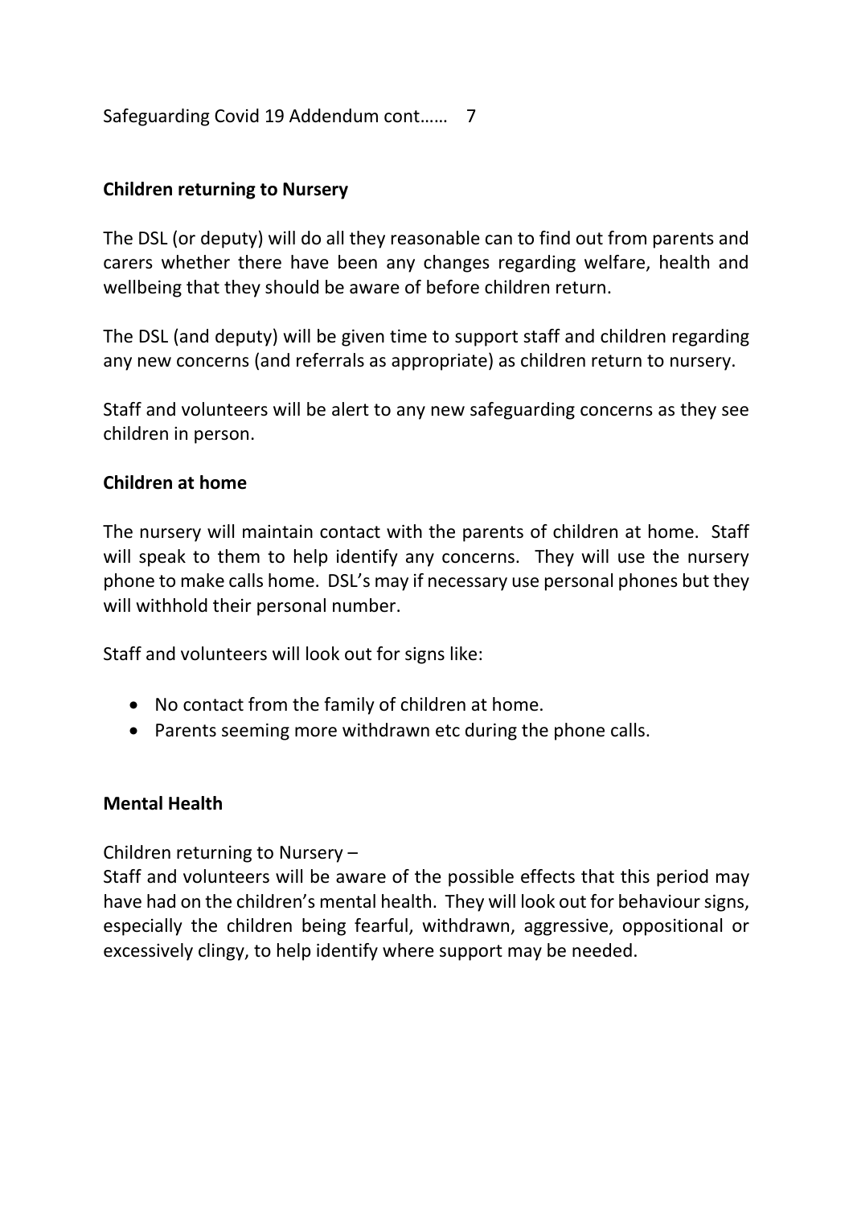**Children returning to Nursery**

The DSL (or deputy) will do all they reasonable can to find out from parents and carers whether there have been any changes regarding welfare, health and wellbeing that they should be aware of before children return.

The DSL (and deputy) will be given time to support staff and children regarding any new concerns (and referrals as appropriate) as children return to nursery.

Staff and volunteers will be alert to any new safeguarding concerns as they see children in person.

**Children at home**

The nursery will maintain contact with the parents of children at home. Staff will speak to them to help identify any concerns. They will use the nursery phone to make calls home. DSL's may if necessary use personal phones but they will withhold their personal number.

Staff and volunteers will look out for signs like:

- No contact from the family of children at home.
- Parents seeming more withdrawn etc during the phone calls.

**Mental Health**

Children returning to Nursery –
Staff and volunteers will be aware of the possible effects that this period may have had on the children's mental health. They will look out for behaviour signs, especially the children being fearful, withdrawn, aggressive, oppositional or excessively clingy, to help identify where support may be needed.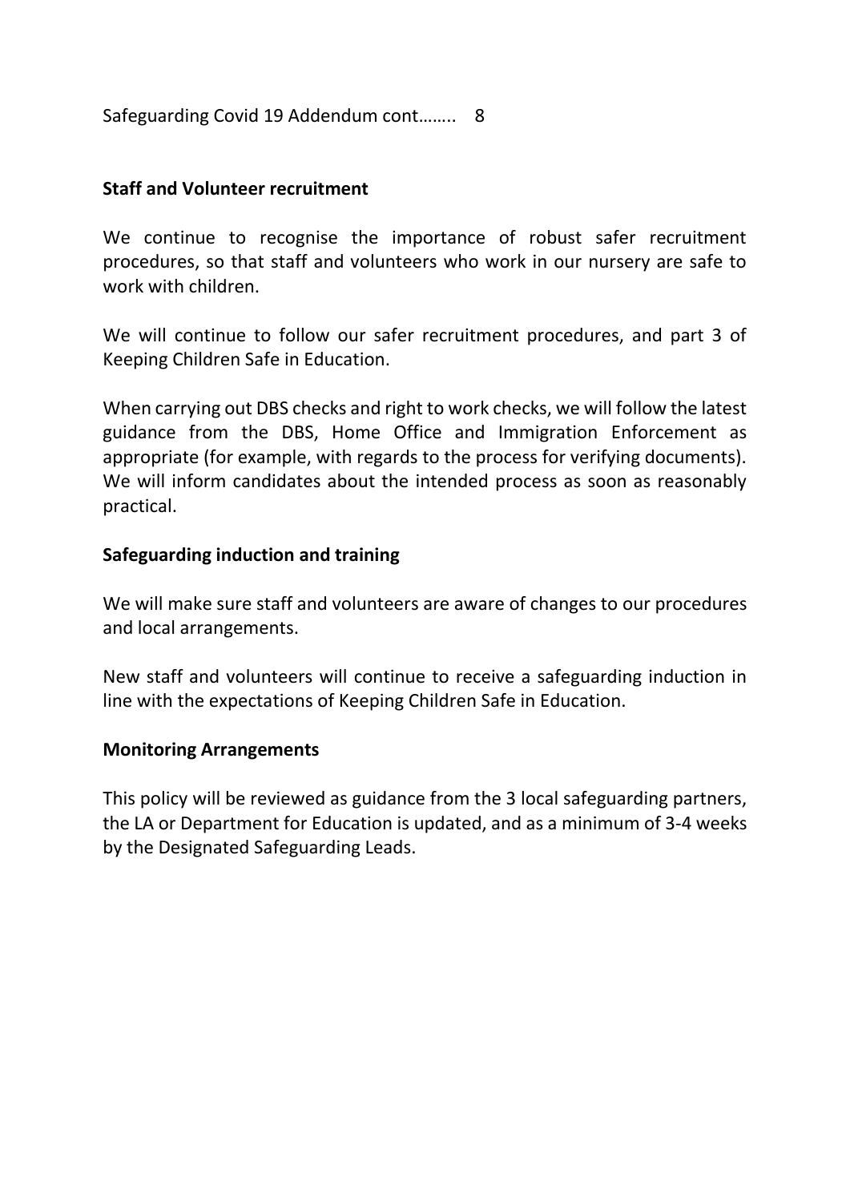## Staff and Volunteer recruitment

We continue to recognise the importance of robust safer recruitment procedures, so that staff and volunteers who work in our nursery are safe to work with children.

We will continue to follow our safer recruitment procedures, and part 3 of Keeping Children Safe in Education.

When carrying out DBS checks and right to work checks, we will follow the latest guidance from the DBS, Home Office and Immigration Enforcement as appropriate (for example, with regards to the process for verifying documents). We will inform candidates about the intended process as soon as reasonably practical.

## Safeguarding induction and training

We will make sure staff and volunteers are aware of changes to our procedures and local arrangements.

New staff and volunteers will continue to receive a safeguarding induction in line with the expectations of Keeping Children Safe in Education.

## Monitoring Arrangements

This policy will be reviewed as guidance from the 3 local safeguarding partners, the LA or Department for Education is updated, and as a minimum of 3-4 weeks by the Designated Safeguarding Leads.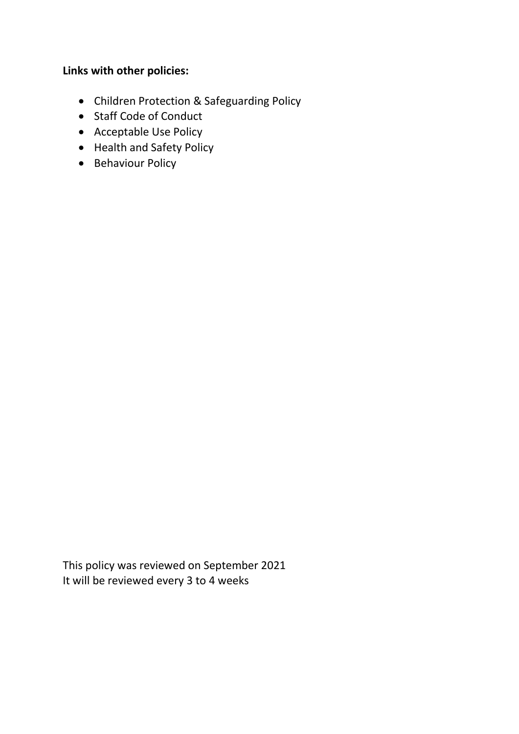**Links with other policies:**

- Children Protection & Safeguarding Policy
- Staff Code of Conduct
- Acceptable Use Policy
- Health and Safety Policy
- Behaviour Policy

This policy was reviewed on September 2021
It will be reviewed every 3 to 4 weeks